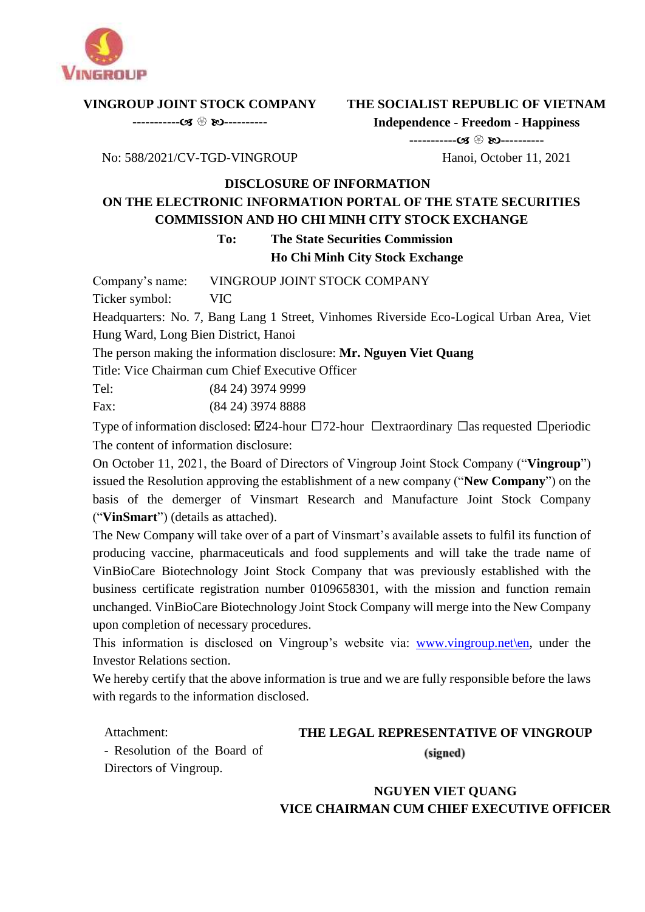VINGROUP

**VINGROUP JOINT STOCK COMPANY**

-----------☙ ❀ ❧----------

No: 588/2021/CV-TGD-VINGROUP

**THE SOCIALIST REPUBLIC OF VIETNAM**

**Independence - Freedom - Happiness**

-----------☙ ❀ ❧----------

Hanoi, October 11, 2021

**DISCLOSURE OF INFORMATION**
**ON THE ELECTRONIC INFORMATION PORTAL OF THE STATE SECURITIES COMMISSION AND HO CHI MINH CITY STOCK EXCHANGE**

**To: The State Securities Commission**
**Ho Chi Minh City Stock Exchange**

Company's name: VINGROUP JOINT STOCK COMPANY

Ticker symbol: VIC

Headquarters: No. 7, Bang Lang 1 Street, Vinhomes Riverside Eco-Logical Urban Area, Viet Hung Ward, Long Bien District, Hanoi

The person making the information disclosure: **Mr. Nguyen Viet Quang**

Title: Vice Chairman cum Chief Executive Officer

Tel: (84 24) 3974 9999

Fax: (84 24) 3974 8888

Type of information disclosed: ☑24-hour ☐72-hour ☐extraordinary ☐as requested ☐periodic

The content of information disclosure:

On October 11, 2021, the Board of Directors of Vingroup Joint Stock Company ("**Vingroup**") issued the Resolution approving the establishment of a new company ("**New Company**") on the basis of the demerger of Vinsmart Research and Manufacture Joint Stock Company ("**VinSmart**") (details as attached).

The New Company will take over of a part of Vinsmart's available assets to fulfil its function of producing vaccine, pharmaceuticals and food supplements and will take the trade name of VinBioCare Biotechnology Joint Stock Company that was previously established with the business certificate registration number 0109658301, with the mission and function remain unchanged. VinBioCare Biotechnology Joint Stock Company will merge into the New Company upon completion of necessary procedures.

This information is disclosed on Vingroup's website via: www.vingroup.net\en, under the Investor Relations section.

We hereby certify that the above information is true and we are fully responsible before the laws with regards to the information disclosed.

Attachment:
- Resolution of the Board of Directors of Vingroup.

**THE LEGAL REPRESENTATIVE OF VINGROUP**

**(signed)**

**NGUYEN VIET QUANG**
**VICE CHAIRMAN CUM CHIEF EXECUTIVE OFFICER**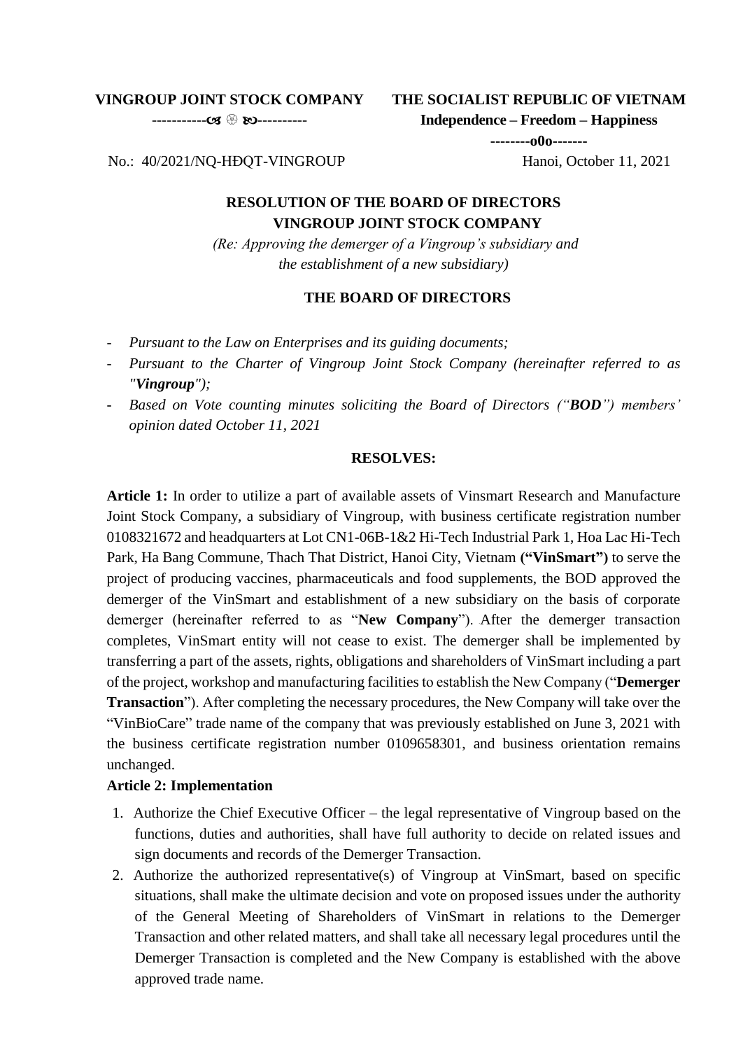**VINGROUP JOINT STOCK COMPANY**

-----------ꕥ ❀ ꕥ----------

**THE SOCIALIST REPUBLIC OF VIETNAM**

**Independence – Freedom – Happiness**

**--------o0o-------**

No.: 40/2021/NQ-HĐQT-VINGROUP

Hanoi, October 11, 2021

# RESOLUTION OF THE BOARD OF DIRECTORS VINGROUP JOINT STOCK COMPANY

*(Re: Approving the demerger of a Vingroup's subsidiary and the establishment of a new subsidiary)*

## THE BOARD OF DIRECTORS

- *Pursuant to the Law on Enterprises and its guiding documents;*
- *Pursuant to the Charter of Vingroup Joint Stock Company (hereinafter referred to as "**Vingroup**");*
- *Based on Vote counting minutes soliciting the Board of Directors ("**BOD**") members' opinion dated October 11, 2021*

## RESOLVES:

**Article 1:** In order to utilize a part of available assets of Vinsmart Research and Manufacture Joint Stock Company, a subsidiary of Vingroup, with business certificate registration number 0108321672 and headquarters at Lot CN1-06B-1&2 Hi-Tech Industrial Park 1, Hoa Lac Hi-Tech Park, Ha Bang Commune, Thach That District, Hanoi City, Vietnam **("VinSmart")** to serve the project of producing vaccines, pharmaceuticals and food supplements, the BOD approved the demerger of the VinSmart and establishment of a new subsidiary on the basis of corporate demerger (hereinafter referred to as "**New Company**"). After the demerger transaction completes, VinSmart entity will not cease to exist. The demerger shall be implemented by transferring a part of the assets, rights, obligations and shareholders of VinSmart including a part of the project, workshop and manufacturing facilities to establish the New Company ("**Demerger Transaction**"). After completing the necessary procedures, the New Company will take over the "VinBioCare" trade name of the company that was previously established on June 3, 2021 with the business certificate registration number 0109658301, and business orientation remains unchanged.

**Article 2: Implementation**

1. Authorize the Chief Executive Officer – the legal representative of Vingroup based on the functions, duties and authorities, shall have full authority to decide on related issues and sign documents and records of the Demerger Transaction.
2. Authorize the authorized representative(s) of Vingroup at VinSmart, based on specific situations, shall make the ultimate decision and vote on proposed issues under the authority of the General Meeting of Shareholders of VinSmart in relations to the Demerger Transaction and other related matters, and shall take all necessary legal procedures until the Demerger Transaction is completed and the New Company is established with the above approved trade name.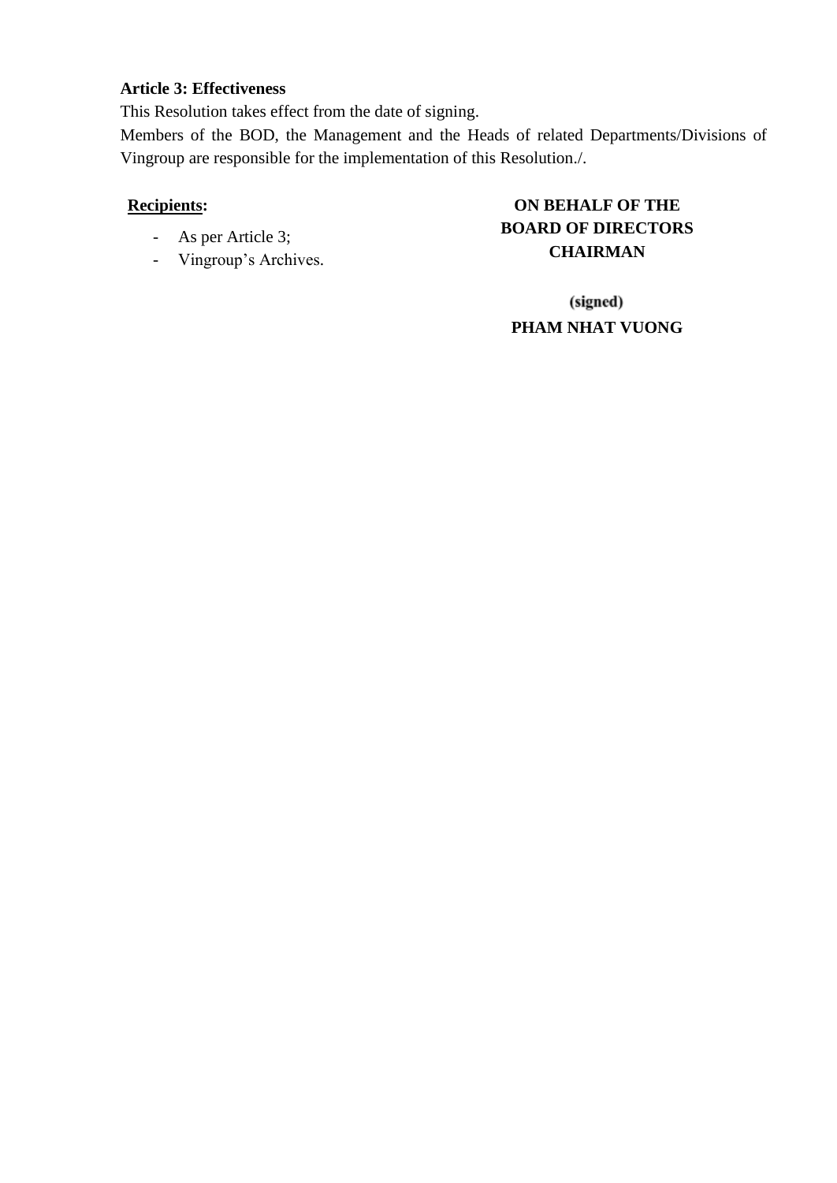**Article 3: Effectiveness**

This Resolution takes effect from the date of signing.

Members of the BOD, the Management and the Heads of related Departments/Divisions of Vingroup are responsible for the implementation of this Resolution./.

**Recipients:**

- As per Article 3;
- Vingroup's Archives.

**ON BEHALF OF THE BOARD OF DIRECTORS**
**CHAIRMAN**

**(signed)**

**PHAM NHAT VUONG**